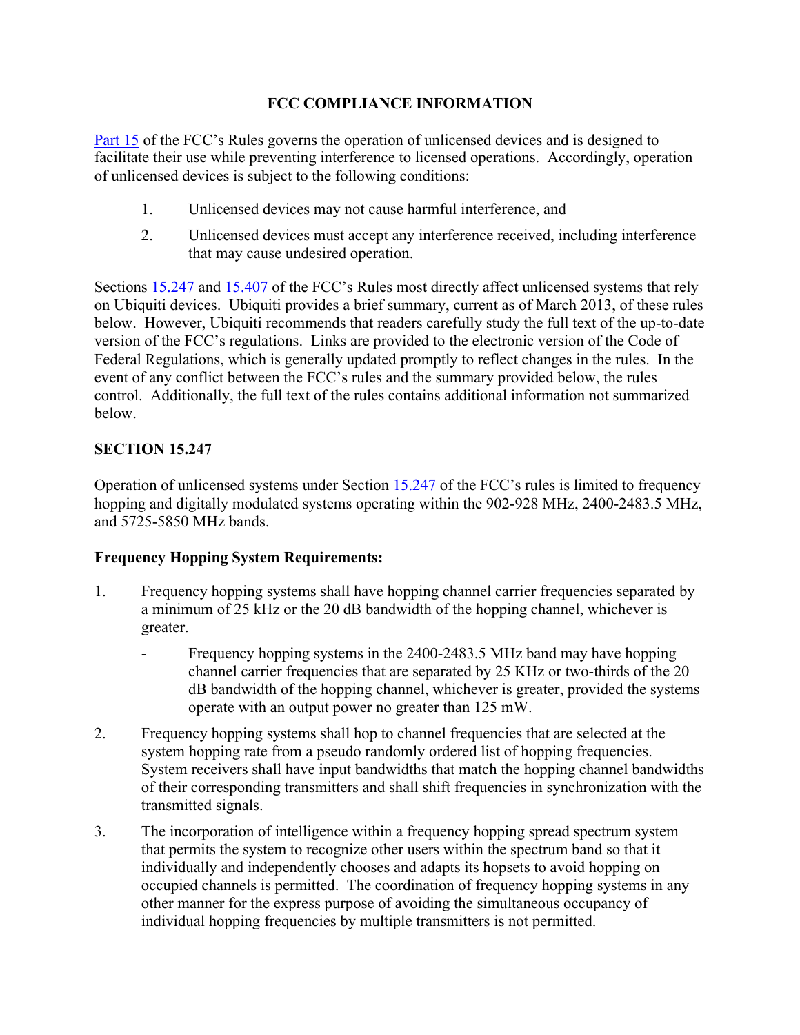# FCC COMPLIANCE INFORMATION

Part 15 of the FCC's Rules governs the operation of unlicensed devices and is designed to facilitate their use while preventing interference to licensed operations. Accordingly, operation of unlicensed devices is subject to the following conditions:

1. Unlicensed devices may not cause harmful interference, and
2. Unlicensed devices must accept any interference received, including interference that may cause undesired operation.

Sections 15.247 and 15.407 of the FCC's Rules most directly affect unlicensed systems that rely on Ubiquiti devices. Ubiquiti provides a brief summary, current as of March 2013, of these rules below. However, Ubiquiti recommends that readers carefully study the full text of the up-to-date version of the FCC's regulations. Links are provided to the electronic version of the Code of Federal Regulations, which is generally updated promptly to reflect changes in the rules. In the event of any conflict between the FCC's rules and the summary provided below, the rules control. Additionally, the full text of the rules contains additional information not summarized below.

## SECTION 15.247

Operation of unlicensed systems under Section 15.247 of the FCC's rules is limited to frequency hopping and digitally modulated systems operating within the 902-928 MHz, 2400-2483.5 MHz, and 5725-5850 MHz bands.

### Frequency Hopping System Requirements:

1. Frequency hopping systems shall have hopping channel carrier frequencies separated by a minimum of 25 kHz or the 20 dB bandwidth of the hopping channel, whichever is greater.
   - Frequency hopping systems in the 2400-2483.5 MHz band may have hopping channel carrier frequencies that are separated by 25 KHz or two-thirds of the 20 dB bandwidth of the hopping channel, whichever is greater, provided the systems operate with an output power no greater than 125 mW.
2. Frequency hopping systems shall hop to channel frequencies that are selected at the system hopping rate from a pseudo randomly ordered list of hopping frequencies. System receivers shall have input bandwidths that match the hopping channel bandwidths of their corresponding transmitters and shall shift frequencies in synchronization with the transmitted signals.
3. The incorporation of intelligence within a frequency hopping spread spectrum system that permits the system to recognize other users within the spectrum band so that it individually and independently chooses and adapts its hopsets to avoid hopping on occupied channels is permitted. The coordination of frequency hopping systems in any other manner for the express purpose of avoiding the simultaneous occupancy of individual hopping frequencies by multiple transmitters is not permitted.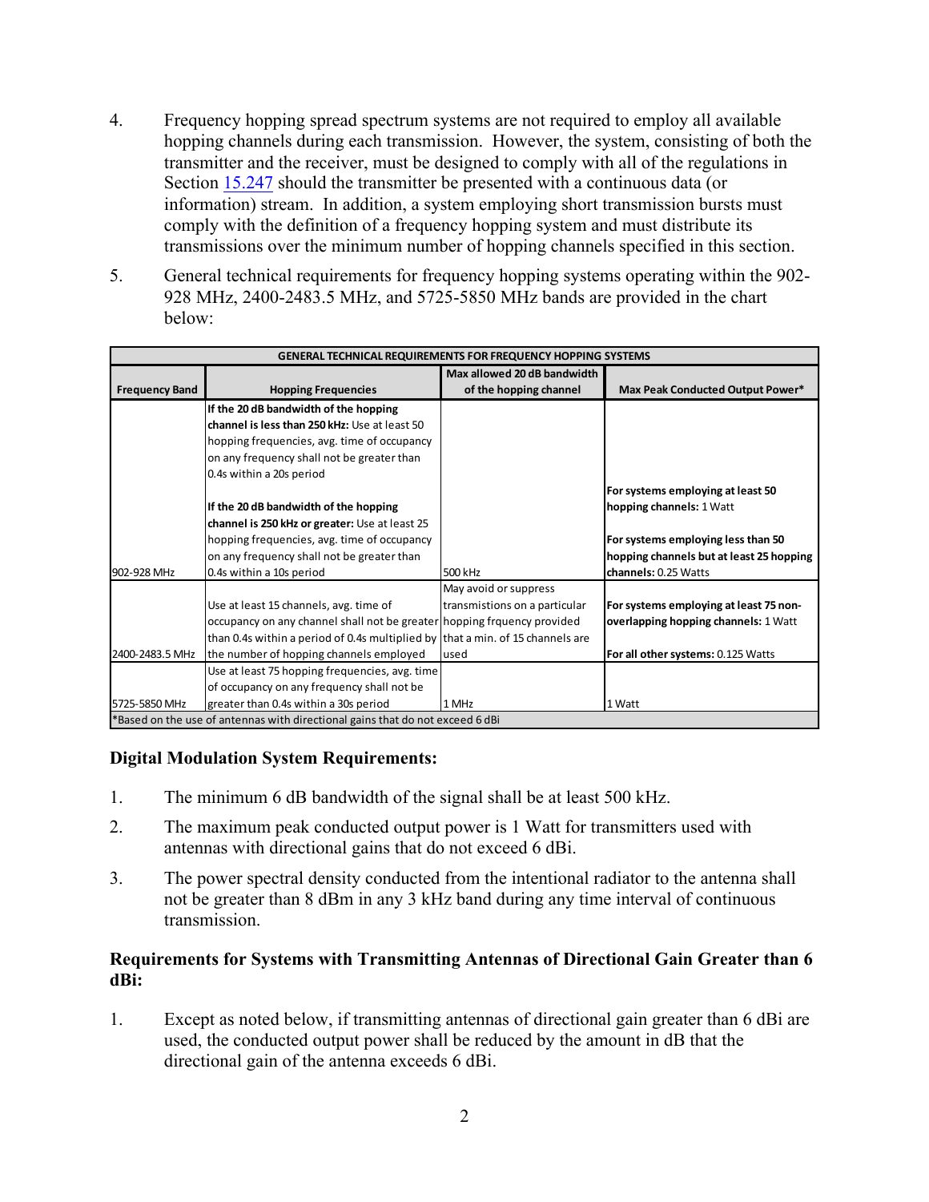4. Frequency hopping spread spectrum systems are not required to employ all available hopping channels during each transmission. However, the system, consisting of both the transmitter and the receiver, must be designed to comply with all of the regulations in Section 15.247 should the transmitter be presented with a continuous data (or information) stream. In addition, a system employing short transmission bursts must comply with the definition of a frequency hopping system and must distribute its transmissions over the minimum number of hopping channels specified in this section.

5. General technical requirements for frequency hopping systems operating within the 902-928 MHz, 2400-2483.5 MHz, and 5725-5850 MHz bands are provided in the chart below:

| GENERAL TECHNICAL REQUIREMENTS FOR FREQUENCY HOPPING SYSTEMS | | | |
|---|---|---|---|
| **Frequency Band** | **Hopping Frequencies** | **Max allowed 20 dB bandwidth of the hopping channel** | **Max Peak Conducted Output Power*** |
| 902-928 MHz | **If the 20 dB bandwidth of the hopping channel is less than 250 kHz:** Use at least 50 hopping frequencies, avg. time of occupancy on any frequency shall not be greater than 0.4s within a 20s period<br><br>**If the 20 dB bandwidth of the hopping channel is 250 kHz or greater:** Use at least 25 hopping frequencies, avg. time of occupancy on any frequency shall not be greater than 0.4s within a 10s period | 500 kHz | **For systems employing at least 50 hopping channels:** 1 Watt<br><br>**For systems employing less than 50 hopping channels but at least 25 hopping channels:** 0.25 Watts |
| 2400-2483.5 MHz | Use at least 15 channels, avg. time of occupancy on any channel shall not be greater than 0.4s within a period of 0.4s multiplied by the number of hopping channels employed | May avoid or suppress transmistions on a particular hopping frquency provided that a min. of 15 channels are used | **For systems employing at least 75 non-overlapping hopping channels:** 1 Watt<br><br>**For all other systems:** 0.125 Watts |
| 5725-5850 MHz | Use at least 75 hopping frequencies, avg. time of occupancy on any frequency shall not be greater than 0.4s within a 30s period | 1 MHz | 1 Watt |
| *Based on the use of antennas with directional gains that do not exceed 6 dBi | | | |

### Digital Modulation System Requirements:

1. The minimum 6 dB bandwidth of the signal shall be at least 500 kHz.

2. The maximum peak conducted output power is 1 Watt for transmitters used with antennas with directional gains that do not exceed 6 dBi.

3. The power spectral density conducted from the intentional radiator to the antenna shall not be greater than 8 dBm in any 3 kHz band during any time interval of continuous transmission.

### Requirements for Systems with Transmitting Antennas of Directional Gain Greater than 6 dBi:

1. Except as noted below, if transmitting antennas of directional gain greater than 6 dBi are used, the conducted output power shall be reduced by the amount in dB that the directional gain of the antenna exceeds 6 dBi.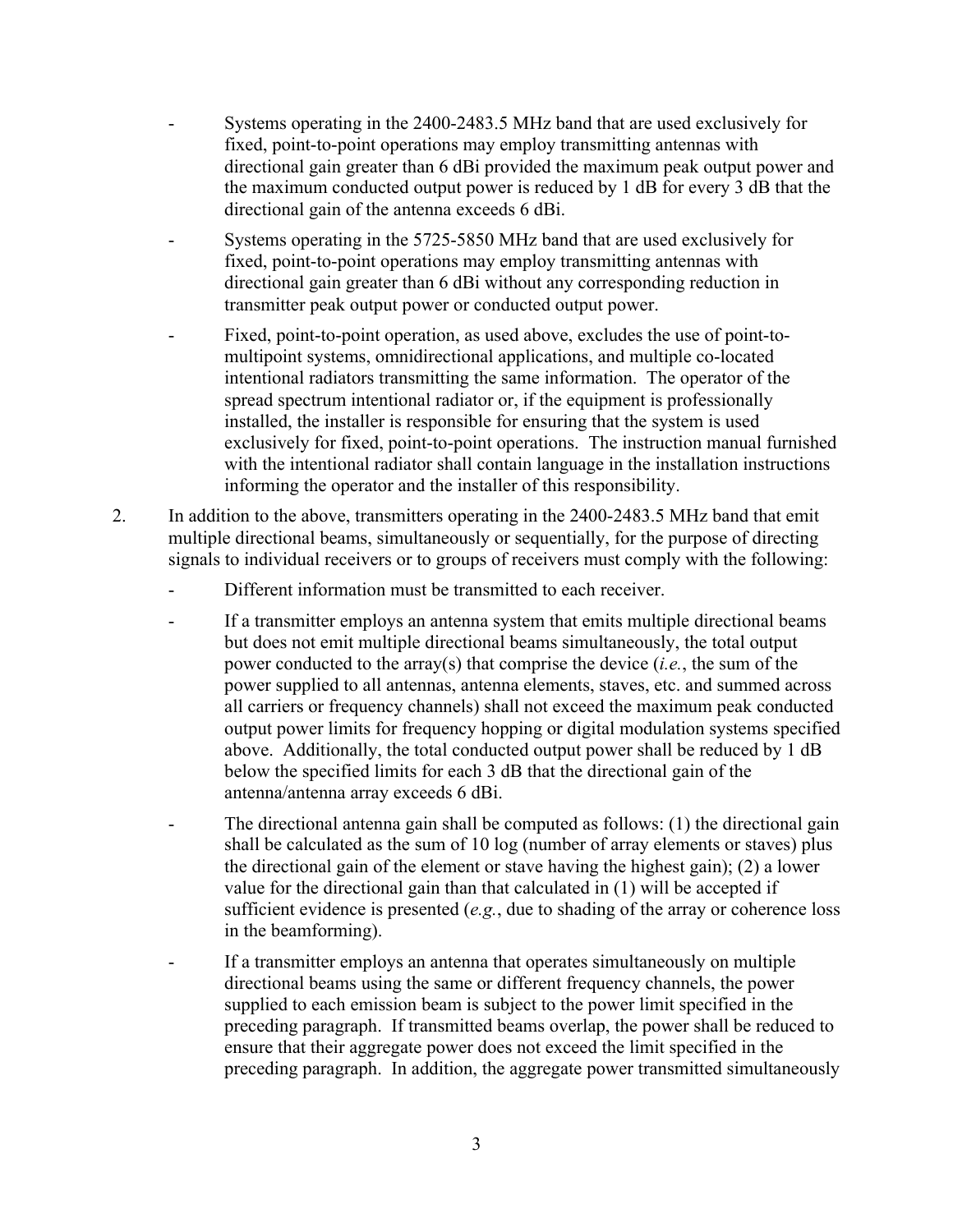- Systems operating in the 2400-2483.5 MHz band that are used exclusively for fixed, point-to-point operations may employ transmitting antennas with directional gain greater than 6 dBi provided the maximum peak output power and the maximum conducted output power is reduced by 1 dB for every 3 dB that the directional gain of the antenna exceeds 6 dBi.

- Systems operating in the 5725-5850 MHz band that are used exclusively for fixed, point-to-point operations may employ transmitting antennas with directional gain greater than 6 dBi without any corresponding reduction in transmitter peak output power or conducted output power.

- Fixed, point-to-point operation, as used above, excludes the use of point-to-multipoint systems, omnidirectional applications, and multiple co-located intentional radiators transmitting the same information. The operator of the spread spectrum intentional radiator or, if the equipment is professionally installed, the installer is responsible for ensuring that the system is used exclusively for fixed, point-to-point operations. The instruction manual furnished with the intentional radiator shall contain language in the installation instructions informing the operator and the installer of this responsibility.

2. In addition to the above, transmitters operating in the 2400-2483.5 MHz band that emit multiple directional beams, simultaneously or sequentially, for the purpose of directing signals to individual receivers or to groups of receivers must comply with the following:

   - Different information must be transmitted to each receiver.

   - If a transmitter employs an antenna system that emits multiple directional beams but does not emit multiple directional beams simultaneously, the total output power conducted to the array(s) that comprise the device (*i.e.*, the sum of the power supplied to all antennas, antenna elements, staves, etc. and summed across all carriers or frequency channels) shall not exceed the maximum peak conducted output power limits for frequency hopping or digital modulation systems specified above. Additionally, the total conducted output power shall be reduced by 1 dB below the specified limits for each 3 dB that the directional gain of the antenna/antenna array exceeds 6 dBi.

   - The directional antenna gain shall be computed as follows: (1) the directional gain shall be calculated as the sum of 10 log (number of array elements or staves) plus the directional gain of the element or stave having the highest gain); (2) a lower value for the directional gain than that calculated in (1) will be accepted if sufficient evidence is presented (*e.g.*, due to shading of the array or coherence loss in the beamforming).

   - If a transmitter employs an antenna that operates simultaneously on multiple directional beams using the same or different frequency channels, the power supplied to each emission beam is subject to the power limit specified in the preceding paragraph. If transmitted beams overlap, the power shall be reduced to ensure that their aggregate power does not exceed the limit specified in the preceding paragraph. In addition, the aggregate power transmitted simultaneously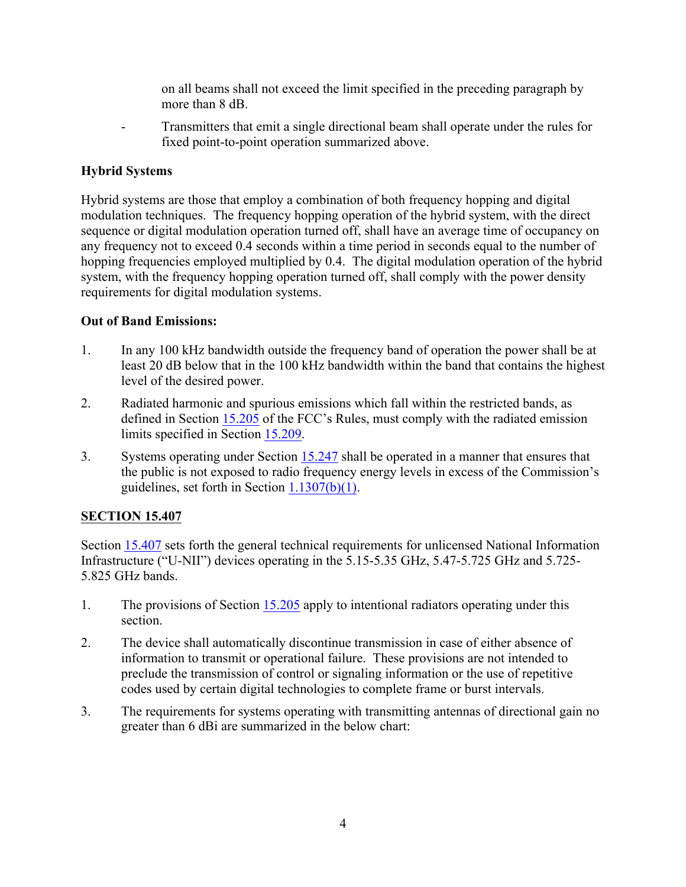on all beams shall not exceed the limit specified in the preceding paragraph by more than 8 dB.

- Transmitters that emit a single directional beam shall operate under the rules for fixed point-to-point operation summarized above.

**Hybrid Systems**

Hybrid systems are those that employ a combination of both frequency hopping and digital modulation techniques. The frequency hopping operation of the hybrid system, with the direct sequence or digital modulation operation turned off, shall have an average time of occupancy on any frequency not to exceed 0.4 seconds within a time period in seconds equal to the number of hopping frequencies employed multiplied by 0.4. The digital modulation operation of the hybrid system, with the frequency hopping operation turned off, shall comply with the power density requirements for digital modulation systems.

**Out of Band Emissions:**

1. In any 100 kHz bandwidth outside the frequency band of operation the power shall be at least 20 dB below that in the 100 kHz bandwidth within the band that contains the highest level of the desired power.
2. Radiated harmonic and spurious emissions which fall within the restricted bands, as defined in Section 15.205 of the FCC's Rules, must comply with the radiated emission limits specified in Section 15.209.
3. Systems operating under Section 15.247 shall be operated in a manner that ensures that the public is not exposed to radio frequency energy levels in excess of the Commission's guidelines, set forth in Section 1.1307(b)(1).

**SECTION 15.407**

Section 15.407 sets forth the general technical requirements for unlicensed National Information Infrastructure ("U-NII") devices operating in the 5.15-5.35 GHz, 5.47-5.725 GHz and 5.725-5.825 GHz bands.

1. The provisions of Section 15.205 apply to intentional radiators operating under this section.
2. The device shall automatically discontinue transmission in case of either absence of information to transmit or operational failure. These provisions are not intended to preclude the transmission of control or signaling information or the use of repetitive codes used by certain digital technologies to complete frame or burst intervals.
3. The requirements for systems operating with transmitting antennas of directional gain no greater than 6 dBi are summarized in the below chart: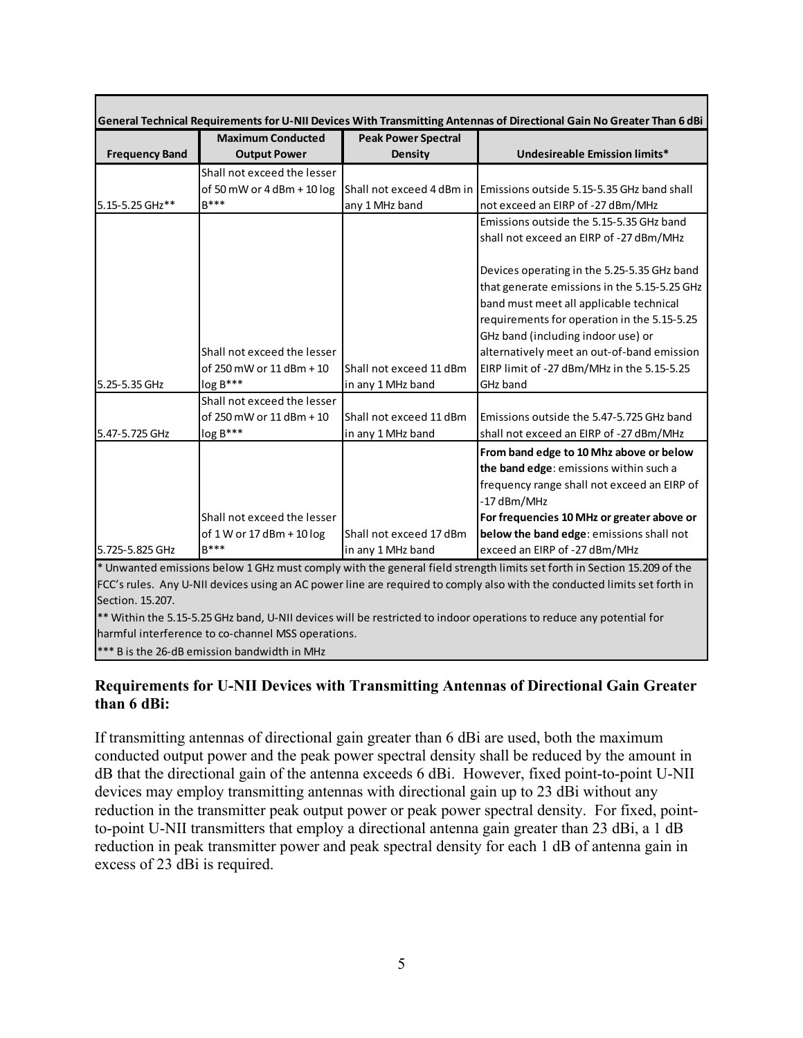| General Technical Requirements for U-NII Devices With Transmitting Antennas of Directional Gain No Greater Than 6 dBi | | | |
|---|---|---|---|
| **Frequency Band** | **Maximum Conducted Output Power** | **Peak Power Spectral Density** | **Undesireable Emission limits*** |
| 5.15-5.25 GHz** | Shall not exceed the lesser of 50 mW or 4 dBm + 10 log B*** | Shall not exceed 4 dBm in any 1 MHz band | Emissions outside 5.15-5.35 GHz band shall not exceed an EIRP of -27 dBm/MHz |
| 5.25-5.35 GHz | Shall not exceed the lesser of 250 mW or 11 dBm + 10 log B*** | Shall not exceed 11 dBm in any 1 MHz band | Emissions outside the 5.15-5.35 GHz band shall not exceed an EIRP of -27 dBm/MHz<br><br>Devices operating in the 5.25-5.35 GHz band that generate emissions in the 5.15-5.25 GHz band must meet all applicable technical requirements for operation in the 5.15-5.25 GHz band (including indoor use) or alternatively meet an out-of-band emission EIRP limit of -27 dBm/MHz in the 5.15-5.25 GHz band |
| 5.47-5.725 GHz | Shall not exceed the lesser of 250 mW or 11 dBm + 10 log B*** | Shall not exceed 11 dBm in any 1 MHz band | Emissions outside the 5.47-5.725 GHz band shall not exceed an EIRP of -27 dBm/MHz |
| 5.725-5.825 GHz | Shall not exceed the lesser of 1 W or 17 dBm + 10 log B*** | Shall not exceed 17 dBm in any 1 MHz band | **From band edge to 10 Mhz above or below the band edge**: emissions within such a frequency range shall not exceed an EIRP of -17 dBm/MHz<br>**For frequencies 10 MHz or greater above or below the band edge**: emissions shall not exceed an EIRP of -27 dBm/MHz |

* Unwanted emissions below 1 GHz must comply with the general field strength limits set forth in Section 15.209 of the FCC's rules. Any U-NII devices using an AC power line are required to comply also with the conducted limits set forth in Section. 15.207.

** Within the 5.15-5.25 GHz band, U-NII devices will be restricted to indoor operations to reduce any potential for harmful interference to co-channel MSS operations.

*** B is the 26-dB emission bandwidth in MHz

### Requirements for U-NII Devices with Transmitting Antennas of Directional Gain Greater than 6 dBi:

If transmitting antennas of directional gain greater than 6 dBi are used, both the maximum conducted output power and the peak power spectral density shall be reduced by the amount in dB that the directional gain of the antenna exceeds 6 dBi. However, fixed point-to-point U-NII devices may employ transmitting antennas with directional gain up to 23 dBi without any reduction in the transmitter peak output power or peak power spectral density. For fixed, point-to-point U-NII transmitters that employ a directional antenna gain greater than 23 dBi, a 1 dB reduction in peak transmitter power and peak spectral density for each 1 dB of antenna gain in excess of 23 dBi is required.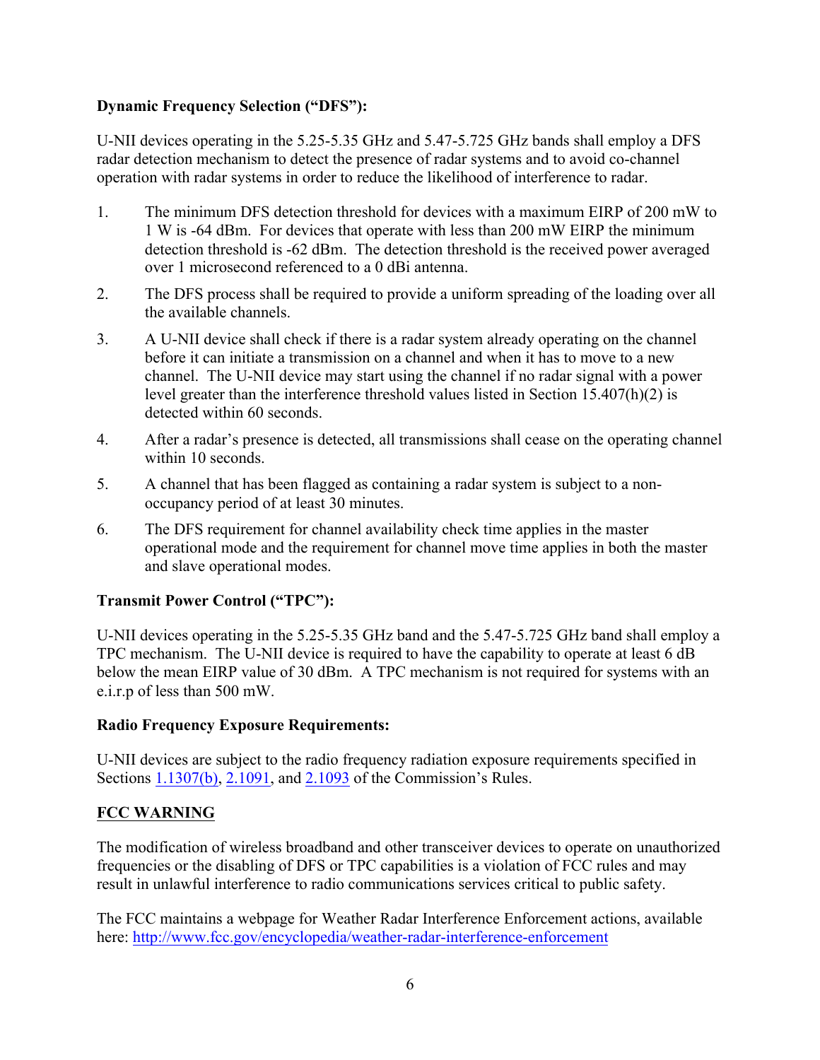**Dynamic Frequency Selection ("DFS"):**

U-NII devices operating in the 5.25-5.35 GHz and 5.47-5.725 GHz bands shall employ a DFS radar detection mechanism to detect the presence of radar systems and to avoid co-channel operation with radar systems in order to reduce the likelihood of interference to radar.

1. The minimum DFS detection threshold for devices with a maximum EIRP of 200 mW to 1 W is -64 dBm. For devices that operate with less than 200 mW EIRP the minimum detection threshold is -62 dBm. The detection threshold is the received power averaged over 1 microsecond referenced to a 0 dBi antenna.
2. The DFS process shall be required to provide a uniform spreading of the loading over all the available channels.
3. A U-NII device shall check if there is a radar system already operating on the channel before it can initiate a transmission on a channel and when it has to move to a new channel. The U-NII device may start using the channel if no radar signal with a power level greater than the interference threshold values listed in Section 15.407(h)(2) is detected within 60 seconds.
4. After a radar's presence is detected, all transmissions shall cease on the operating channel within 10 seconds.
5. A channel that has been flagged as containing a radar system is subject to a non-occupancy period of at least 30 minutes.
6. The DFS requirement for channel availability check time applies in the master operational mode and the requirement for channel move time applies in both the master and slave operational modes.

**Transmit Power Control ("TPC"):**

U-NII devices operating in the 5.25-5.35 GHz band and the 5.47-5.725 GHz band shall employ a TPC mechanism. The U-NII device is required to have the capability to operate at least 6 dB below the mean EIRP value of 30 dBm. A TPC mechanism is not required for systems with an e.i.r.p of less than 500 mW.

**Radio Frequency Exposure Requirements:**

U-NII devices are subject to the radio frequency radiation exposure requirements specified in Sections 1.1307(b), 2.1091, and 2.1093 of the Commission's Rules.

**FCC WARNING**

The modification of wireless broadband and other transceiver devices to operate on unauthorized frequencies or the disabling of DFS or TPC capabilities is a violation of FCC rules and may result in unlawful interference to radio communications services critical to public safety.

The FCC maintains a webpage for Weather Radar Interference Enforcement actions, available here: http://www.fcc.gov/encyclopedia/weather-radar-interference-enforcement